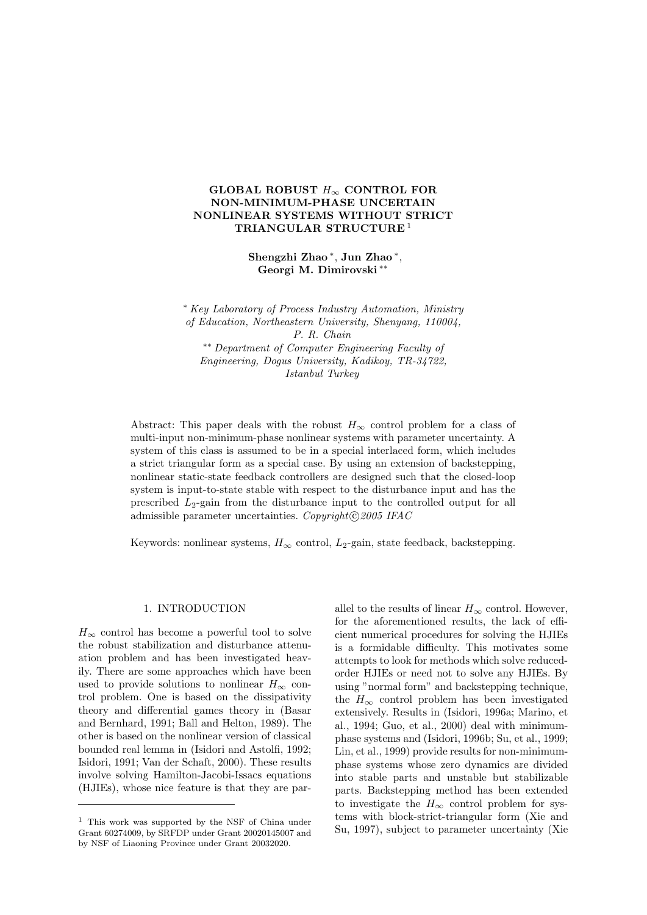# GLOBAL ROBUST $H_\infty$ CONTROL FOR NON-MINIMUM-PHASE UNCERTAIN NONLINEAR SYSTEMS WITHOUT STRICT TRIANGULAR STRUCTURE [1]

**Shengzhi Zhao** [*], **Jun Zhao** [*], **Georgi M. Dimirovski** [**]

[*] *Key Laboratory of Process Industry Automation, Ministry of Education, Northeastern University, Shenyang, 110004, P. R. Chain*

[**] *Department of Computer Engineering Faculty of Engineering, Dogus University, Kadikoy, TR-34722, Istanbul Turkey*

Abstract: This paper deals with the robust $H_\infty$ control problem for a class of multi-input non-minimum-phase nonlinear systems with parameter uncertainty. A system of this class is assumed to be in a special interlaced form, which includes a strict triangular form as a special case. By using an extension of backstepping, nonlinear static-state feedback controllers are designed such that the closed-loop system is input-to-state stable with respect to the disturbance input and has the prescribed $L_2$-gain from the disturbance input to the controlled output for all admissible parameter uncertainties. *Copyright©2005 IFAC*

Keywords: nonlinear systems, $H_\infty$ control, $L_2$-gain, state feedback, backstepping.

## 1. INTRODUCTION

$H_\infty$ control has become a powerful tool to solve the robust stabilization and disturbance attenuation problem and has been investigated heavily. There are some approaches which have been used to provide solutions to nonlinear $H_\infty$ control problem. One is based on the dissipativity theory and differential games theory in (Basar and Bernhard, 1991; Ball and Helton, 1989). The other is based on the nonlinear version of classical bounded real lemma in (Isidori and Astolfi, 1992; Isidori, 1991; Van der Schaft, 2000). These results involve solving Hamilton-Jacobi-Issacs equations (HJIEs), whose nice feature is that they are parallel to the results of linear $H_\infty$ control. However, for the aforementioned results, the lack of efficient numerical procedures for solving the HJIEs is a formidable difficulty. This motivates some attempts to look for methods which solve reduced-order HJIEs or need not to solve any HJIEs. By using "normal form" and backstepping technique, the $H_\infty$ control problem has been investigated extensively. Results in (Isidori, 1996a; Marino, et al., 1994; Guo, et al., 2000) deal with minimum-phase systems and (Isidori, 1996b; Su, et al., 1999; Lin, et al., 1999) provide results for non-minimum-phase systems whose zero dynamics are divided into stable parts and unstable but stabilizable parts. Backstepping method has been extended to investigate the $H_\infty$ control problem for systems with block-strict-triangular form (Xie and Su, 1997), subject to parameter uncertainty (Xie

[1] This work was supported by the NSF of China under Grant 60274009, by SRFDP under Grant 20020145007 and by NSF of Liaoning Province under Grant 20032020.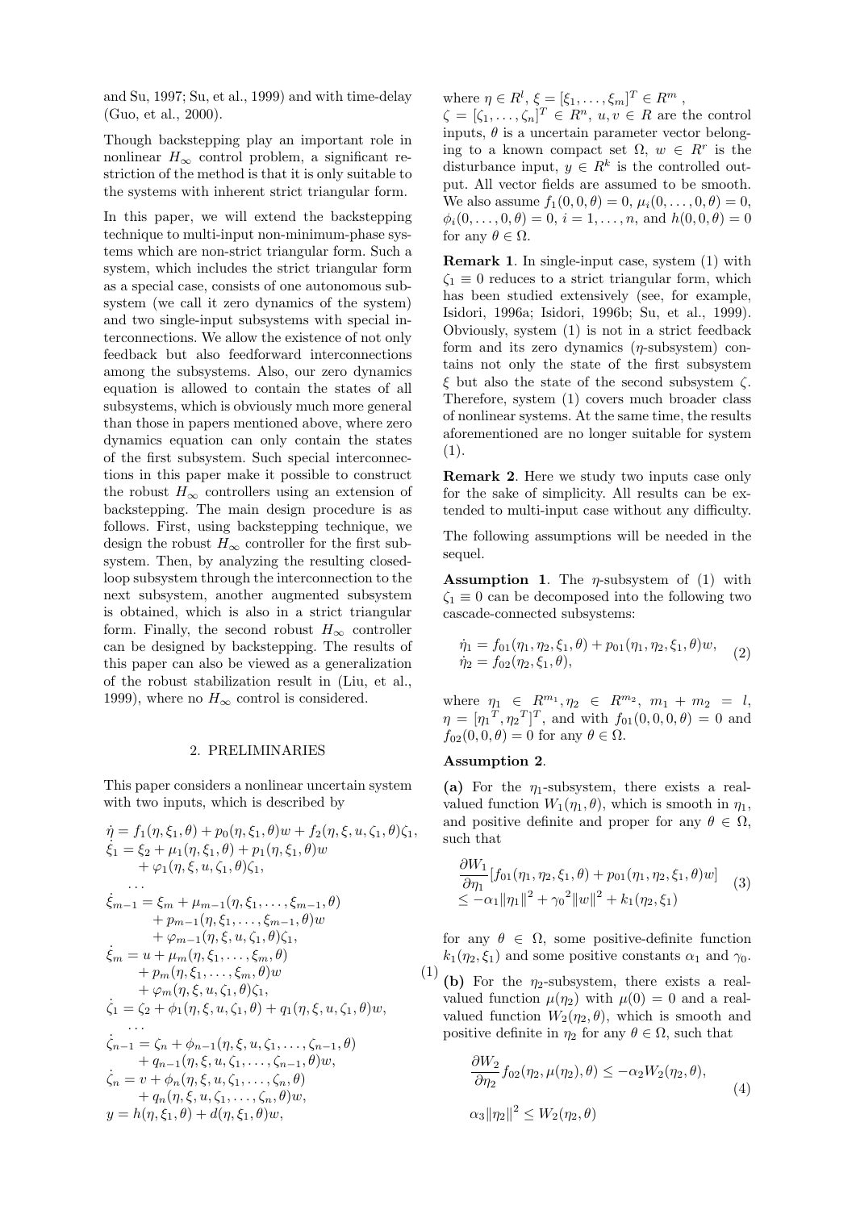and Su, 1997; Su, et al., 1999) and with time-delay (Guo, et al., 2000).

Though backstepping play an important role in nonlinear $H_\infty$ control problem, a significant restriction of the method is that it is only suitable to the systems with inherent strict triangular form.

In this paper, we will extend the backstepping technique to multi-input non-minimum-phase systems which are non-strict triangular form. Such a system, which includes the strict triangular form as a special case, consists of one autonomous subsystem (we call it zero dynamics of the system) and two single-input subsystems with special interconnections. We allow the existence of not only feedback but also feedforward interconnections among the subsystems. Also, our zero dynamics equation is allowed to contain the states of all subsystems, which is obviously much more general than those in papers mentioned above, where zero dynamics equation can only contain the states of the first subsystem. Such special interconnections in this paper make it possible to construct the robust $H_\infty$ controllers using an extension of backstepping. The main design procedure is as follows. First, using backstepping technique, we design the robust $H_\infty$ controller for the first subsystem. Then, by analyzing the resulting closed-loop subsystem through the interconnection to the next subsystem, another augmented subsystem is obtained, which is also in a strict triangular form. Finally, the second robust $H_\infty$ controller can be designed by backstepping. The results of this paper can also be viewed as a generalization of the robust stabilization result in (Liu, et al., 1999), where no $H_\infty$ control is considered.

## 2. PRELIMINARIES

This paper considers a nonlinear uncertain system with two inputs, which is described by

$$
\begin{aligned}
\dot{\eta} &= f_1(\eta,\xi_1,\theta) + p_0(\eta,\xi_1,\theta)w + f_2(\eta,\xi,u,\zeta_1,\theta)\zeta_1,\\
\dot{\xi}_1 &= \xi_2 + \mu_1(\eta,\xi_1,\theta) + p_1(\eta,\xi_1,\theta)w\\
&\quad + \varphi_1(\eta,\xi,u,\zeta_1,\theta)\zeta_1,\\
&\ \ \cdots\\
\dot{\xi}_{m-1} &= \xi_m + \mu_{m-1}(\eta,\xi_1,\ldots,\xi_{m-1},\theta)\\
&\quad + p_{m-1}(\eta,\xi_1,\ldots,\xi_{m-1},\theta)w\\
&\quad + \varphi_{m-1}(\eta,\xi,u,\zeta_1,\theta)\zeta_1,\\
\dot{\xi}_m &= u + \mu_m(\eta,\xi_1,\ldots,\xi_m,\theta)\\
&\quad + p_m(\eta,\xi_1,\ldots,\xi_m,\theta)w\\
&\quad + \varphi_m(\eta,\xi,u,\zeta_1,\theta)\zeta_1,\\
\dot{\zeta}_1 &= \zeta_2 + \phi_1(\eta,\xi,u,\zeta_1,\theta) + q_1(\eta,\xi,u,\zeta_1,\theta)w,\\
&\ \ \cdots\\
\dot{\zeta}_{n-1} &= \zeta_n + \phi_{n-1}(\eta,\xi,u,\zeta_1,\ldots,\zeta_{n-1},\theta)\\
&\quad + q_{n-1}(\eta,\xi,u,\zeta_1,\ldots,\zeta_{n-1},\theta)w,\\
\dot{\zeta}_n &= v + \phi_n(\eta,\xi,u,\zeta_1,\ldots,\zeta_n,\theta)\\
&\quad + q_n(\eta,\xi,u,\zeta_1,\ldots,\zeta_n,\theta)w,\\
y &= h(\eta,\xi_1,\theta) + d(\eta,\xi_1,\theta)w,
\end{aligned}
\tag{1}
$$

where $\eta \in R^l$, $\xi = [\xi_1,\ldots,\xi_m]^T \in R^m$, $\zeta = [\zeta_1,\ldots,\zeta_n]^T \in R^n$, $u,v \in R$ are the control inputs, $\theta$ is a uncertain parameter vector belonging to a known compact set $\Omega$, $w \in R^r$ is the disturbance input, $y \in R^k$ is the controlled output. All vector fields are assumed to be smooth. We also assume $f_1(0,0,\theta)=0$, $\mu_i(0,\ldots,0,\theta)=0$, $\phi_i(0,\ldots,0,\theta)=0$, $i=1,\ldots,n$, and $h(0,0,\theta)=0$ for any $\theta \in \Omega$.

**Remark 1**. In single-input case, system (1) with $\zeta_1 \equiv 0$ reduces to a strict triangular form, which has been studied extensively (see, for example, Isidori, 1996a; Isidori, 1996b; Su, et al., 1999). Obviously, system (1) is not in a strict feedback form and its zero dynamics ($\eta$-subsystem) contains not only the state of the first subsystem $\xi$ but also the state of the second subsystem $\zeta$. Therefore, system (1) covers much broader class of nonlinear systems. At the same time, the results aforementioned are no longer suitable for system (1).

**Remark 2**. Here we study two inputs case only for the sake of simplicity. All results can be extended to multi-input case without any difficulty.

The following assumptions will be needed in the sequel.

**Assumption 1**. The $\eta$-subsystem of (1) with $\zeta_1 \equiv 0$ can be decomposed into the following two cascade-connected subsystems:

$$
\begin{aligned}
\dot{\eta}_1 &= f_{01}(\eta_1,\eta_2,\xi_1,\theta) + p_{01}(\eta_1,\eta_2,\xi_1,\theta)w,\\
\dot{\eta}_2 &= f_{02}(\eta_2,\xi_1,\theta),
\end{aligned}
\tag{2}
$$

where $\eta_1 \in R^{m_1}, \eta_2 \in R^{m_2}$, $m_1+m_2=l$, $\eta = [{\eta_1}^T, {\eta_2}^T]^T$, and with $f_{01}(0,0,0,\theta)=0$ and $f_{02}(0,0,\theta)=0$ for any $\theta \in \Omega$.

**Assumption 2**.

**(a)** For the $\eta_1$-subsystem, there exists a real-valued function $W_1(\eta_1,\theta)$, which is smooth in $\eta_1$, and positive definite and proper for any $\theta \in \Omega$, such that

$$
\begin{aligned}
&\frac{\partial W_1}{\partial \eta_1}[f_{01}(\eta_1,\eta_2,\xi_1,\theta) + p_{01}(\eta_1,\eta_2,\xi_1,\theta)w]\\
&\le -\alpha_1\|\eta_1\|^2 + {\gamma_0}^2\|w\|^2 + k_1(\eta_2,\xi_1)
\end{aligned}
\tag{3}
$$

for any $\theta \in \Omega$, some positive-definite function $k_1(\eta_2,\xi_1)$ and some positive constants $\alpha_1$ and $\gamma_0$.

**(b)** For the $\eta_2$-subsystem, there exists a real-valued function $\mu(\eta_2)$ with $\mu(0)=0$ and a real-valued function $W_2(\eta_2,\theta)$, which is smooth and positive definite in $\eta_2$ for any $\theta \in \Omega$, such that

$$
\begin{aligned}
&\frac{\partial W_2}{\partial \eta_2} f_{02}(\eta_2,\mu(\eta_2),\theta) \le -\alpha_2 W_2(\eta_2,\theta),\\
&\alpha_3\|\eta_2\|^2 \le W_2(\eta_2,\theta)
\end{aligned}
\tag{4}
$$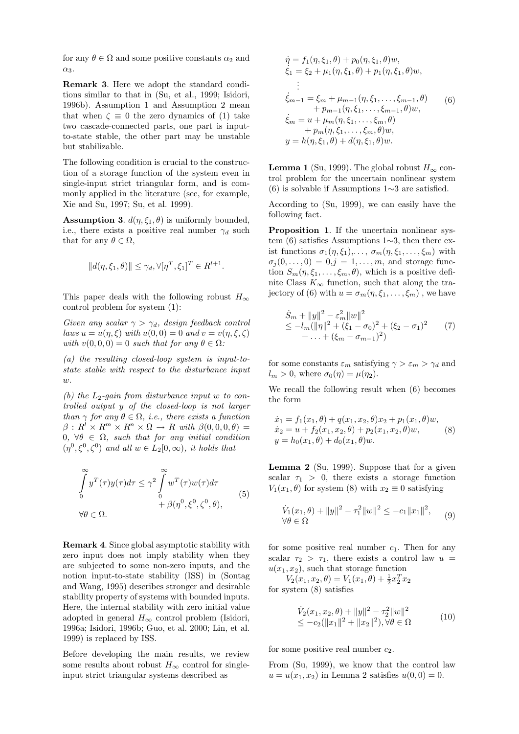for any $\theta \in \Omega$ and some positive constants $\alpha_2$ and $\alpha_3$.

**Remark 3**. Here we adopt the standard conditions similar to that in (Su, et al., 1999; Isidori, 1996b). Assumption 1 and Assumption 2 mean that when $\zeta \equiv 0$ the zero dynamics of (1) take two cascade-connected parts, one part is input-to-state stable, the other part may be unstable but stabilizable.

The following condition is crucial to the construction of a storage function of the system even in single-input strict triangular form, and is commonly applied in the literature (see, for example, Xie and Su, 1997; Su, et al. 1999).

**Assumption 3**. $d(\eta, \xi_1, \theta)$ is uniformly bounded, i.e., there exists a positive real number $\gamma_d$ such that for any $\theta \in \Omega$,

$$\|d(\eta, \xi_1, \theta)\| \leq \gamma_d, \forall [\eta^T, \xi_1]^T \in R^{l+1}.$$

This paper deals with the following robust $H_\infty$ control problem for system (1):

*Given any scalar $\gamma > \gamma_d$, design feedback control laws $u = u(\eta, \xi)$ with $u(0, 0) = 0$ and $v = v(\eta, \xi, \zeta)$ with $v(0, 0, 0) = 0$ such that for any $\theta \in \Omega$:*

*(a) the resulting closed-loop system is input-to-state stable with respect to the disturbance input $w$.*

*(b) the $L_2$-gain from disturbance input $w$ to controlled output $y$ of the closed-loop is not larger than $\gamma$ for any $\theta \in \Omega$, i.e., there exists a function $\beta : R^l \times R^m \times R^n \times \Omega \to R$ with $\beta(0, 0, 0, \theta) = 0$, $\forall \theta \in \Omega$, such that for any initial condition $(\eta^0, \xi^0, \zeta^0)$ and all $w \in L_2[0, \infty)$, it holds that*

$$\int_0^\infty y^T(\tau) y(\tau) d\tau \leq \gamma^2 \int_0^\infty w^T(\tau) w(\tau) d\tau + \beta(\eta^0, \xi^0, \zeta^0, \theta), \quad \forall \theta \in \Omega. \tag{5}$$

**Remark 4**. Since global asymptotic stability with zero input does not imply stability when they are subjected to some non-zero inputs, and the notion input-to-state stability (ISS) in (Sontag and Wang, 1995) describes stronger and desirable stability property of systems with bounded inputs. Here, the internal stability with zero initial value adopted in general $H_\infty$ control problem (Isidori, 1996a; Isidori, 1996b; Guo, et al. 2000; Lin, et al. 1999) is replaced by ISS.

Before developing the main results, we review some results about robust $H_\infty$ control for single-input strict triangular systems described as

$$\begin{aligned}
\dot{\eta} &= f_1(\eta, \xi_1, \theta) + p_0(\eta, \xi_1, \theta) w, \\
\dot{\xi}_1 &= \xi_2 + \mu_1(\eta, \xi_1, \theta) + p_1(\eta, \xi_1, \theta) w, \\
&\vdots \\
\dot{\xi}_{m-1} &= \xi_m + \mu_{m-1}(\eta, \xi_1, \ldots, \xi_{m-1}, \theta) \\
&\quad + p_{m-1}(\eta, \xi_1, \ldots, \xi_{m-1}, \theta) w, \\
\dot{\xi}_m &= u + \mu_m(\eta, \xi_1, \ldots, \xi_m, \theta) \\
&\quad + p_m(\eta, \xi_1, \ldots, \xi_m, \theta) w, \\
y &= h(\eta, \xi_1, \theta) + d(\eta, \xi_1, \theta) w.
\end{aligned} \tag{6}$$

**Lemma 1** (Su, 1999). The global robust $H_\infty$ control problem for the uncertain nonlinear system (6) is solvable if Assumptions 1∼3 are satisfied.

According to (Su, 1999), we can easily have the following fact.

**Proposition 1**. If the uncertain nonlinear system (6) satisfies Assumptions 1∼3, then there exist functions $\sigma_1(\eta, \xi_1), \ldots, \sigma_m(\eta, \xi_1, \ldots, \xi_m)$ with $\sigma_j(0, \ldots, 0) = 0, j = 1, \ldots, m$, and storage function $S_m(\eta, \xi_1, \ldots, \xi_m, \theta)$, which is a positive definite Class $K_\infty$ function, such that along the trajectory of (6) with $u = \sigma_m(\eta, \xi_1, \ldots, \xi_m)$ , we have

$$\begin{aligned}
&\dot{S}_m + \|y\|^2 - \varepsilon_m^2 \|w\|^2 \\
&\leq -l_m(\|\eta\|^2 + (\xi_1 - \sigma_0)^2 + (\xi_2 - \sigma_1)^2 \\
&\quad + \ldots + (\xi_m - \sigma_{m-1})^2)
\end{aligned} \tag{7}$$

for some constants $\varepsilon_m$ satisfying $\gamma > \varepsilon_m > \gamma_d$ and $l_m > 0$, where $\sigma_0(\eta) = \mu(\eta_2)$.

We recall the following result when (6) becomes the form

$$\begin{aligned}
\dot{x}_1 &= f_1(x_1, \theta) + q(x_1, x_2, \theta) x_2 + p_1(x_1, \theta) w, \\
\dot{x}_2 &= u + f_2(x_1, x_2, \theta) + p_2(x_1, x_2, \theta) w, \\
y &= h_0(x_1, \theta) + d_0(x_1, \theta) w.
\end{aligned} \tag{8}$$

**Lemma 2** (Su, 1999). Suppose that for a given scalar $\tau_1 > 0$, there exists a storage function $V_1(x_1, \theta)$ for system (8) with $x_2 \equiv 0$ satisfying

$$\dot{V}_1(x_1, \theta) + \|y\|^2 - \tau_1^2 \|w\|^2 \leq -c_1 \|x_1\|^2, \quad \forall \theta \in \Omega \tag{9}$$

for some positive real number $c_1$. Then for any scalar $\tau_2 > \tau_1$, there exists a control law $u = u(x_1, x_2)$, such that storage function $V_2(x_1, x_2, \theta) = V_1(x_1, \theta) + \frac{1}{2} x_2^T x_2$ for system (8) satisfies

$$\begin{aligned}
&\dot{V}_2(x_1, x_2, \theta) + \|y\|^2 - \tau_2^2 \|w\|^2 \\
&\leq -c_2(\|x_1\|^2 + \|x_2\|^2), \forall \theta \in \Omega
\end{aligned} \tag{10}$$

for some positive real number $c_2$.

From (Su, 1999), we know that the control law $u = u(x_1, x_2)$ in Lemma 2 satisfies $u(0, 0) = 0$.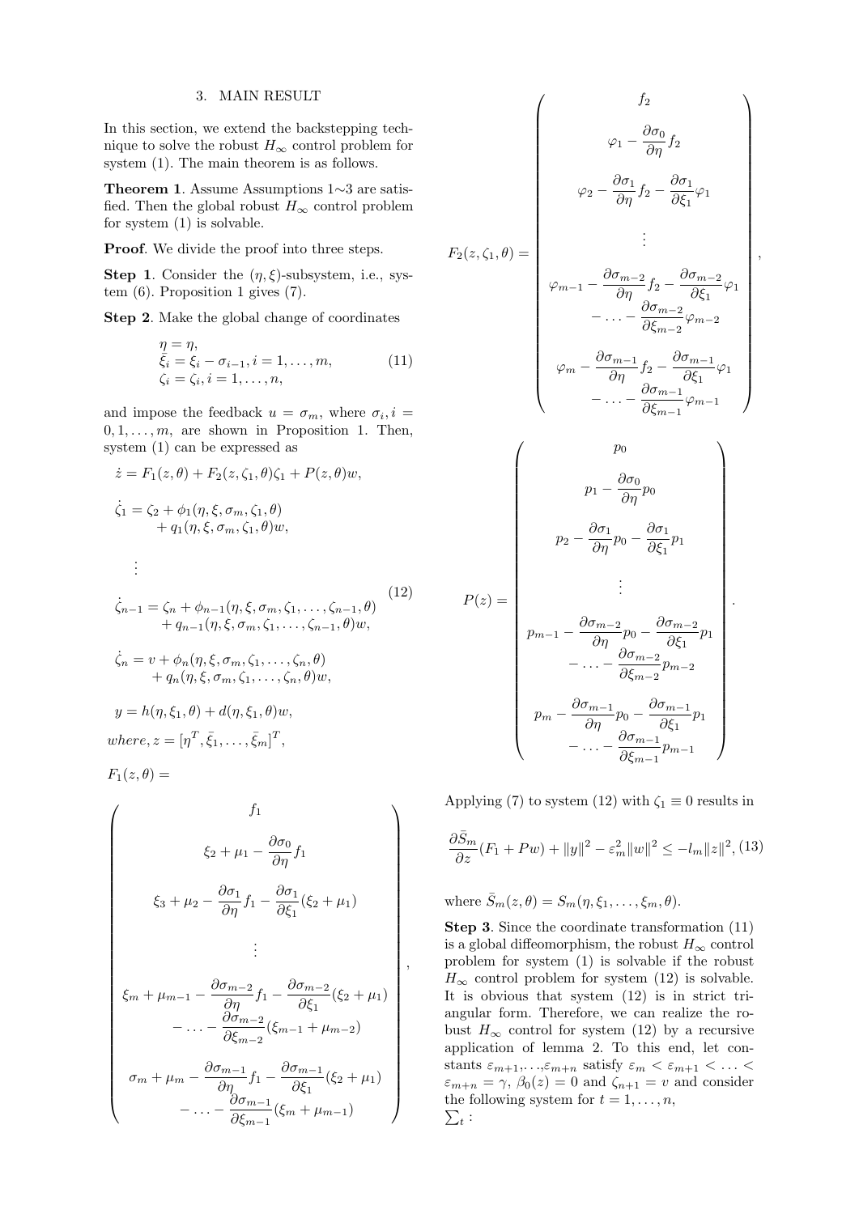## 3. MAIN RESULT

In this section, we extend the backstepping technique to solve the robust $H_\infty$ control problem for system (1). The main theorem is as follows.

**Theorem 1**. Assume Assumptions 1∼3 are satisfied. Then the global robust $H_\infty$ control problem for system (1) is solvable.

**Proof**. We divide the proof into three steps.

**Step 1**. Consider the $(\eta, \xi)$-subsystem, i.e., system (6). Proposition 1 gives (7).

**Step 2**. Make the global change of coordinates

$$
\begin{aligned}
&\eta = \eta,\\
&\bar{\xi}_i = \xi_i - \sigma_{i-1}, i = 1, \ldots, m,\\
&\zeta_i = \zeta_i, i = 1, \ldots, n,
\end{aligned}
\tag{11}
$$

and impose the feedback $u = \sigma_m$, where $\sigma_i, i = 0, 1, \ldots, m$, are shown in Proposition 1. Then, system (1) can be expressed as

$$
\begin{aligned}
\dot{z} &= F_1(z,\theta) + F_2(z,\zeta_1,\theta)\zeta_1 + P(z,\theta)w,\\
\dot{\zeta}_1 &= \zeta_2 + \phi_1(\eta,\xi,\sigma_m,\zeta_1,\theta)\\
&\quad + q_1(\eta,\xi,\sigma_m,\zeta_1,\theta)w,\\
&\ \ \vdots\\
\dot{\zeta}_{n-1} &= \zeta_n + \phi_{n-1}(\eta,\xi,\sigma_m,\zeta_1,\ldots,\zeta_{n-1},\theta)\\
&\quad + q_{n-1}(\eta,\xi,\sigma_m,\zeta_1,\ldots,\zeta_{n-1},\theta)w,\\
\dot{\zeta}_n &= v + \phi_n(\eta,\xi,\sigma_m,\zeta_1,\ldots,\zeta_n,\theta)\\
&\quad + q_n(\eta,\xi,\sigma_m,\zeta_1,\ldots,\zeta_n,\theta)w,\\
y &= h(\eta,\xi_1,\theta) + d(\eta,\xi_1,\theta)w,
\end{aligned}
\tag{12}
$$

$where, z = [\eta^T, \bar{\xi}_1, \ldots, \bar{\xi}_m]^T$,

$$
F_1(z,\theta) = \begin{pmatrix}
f_1\\[4pt]
\xi_2 + \mu_1 - \dfrac{\partial\sigma_0}{\partial\eta}f_1\\[4pt]
\xi_3 + \mu_2 - \dfrac{\partial\sigma_1}{\partial\eta}f_1 - \dfrac{\partial\sigma_1}{\partial\xi_1}(\xi_2+\mu_1)\\[4pt]
\vdots\\[4pt]
\xi_m + \mu_{m-1} - \dfrac{\partial\sigma_{m-2}}{\partial\eta}f_1 - \dfrac{\partial\sigma_{m-2}}{\partial\xi_1}(\xi_2+\mu_1)\\
- \ldots - \dfrac{\partial\sigma_{m-2}}{\partial\xi_{m-2}}(\xi_{m-1}+\mu_{m-2})\\[4pt]
\sigma_m + \mu_m - \dfrac{\partial\sigma_{m-1}}{\partial\eta}f_1 - \dfrac{\partial\sigma_{m-1}}{\partial\xi_1}(\xi_2+\mu_1)\\
- \ldots - \dfrac{\partial\sigma_{m-1}}{\partial\xi_{m-1}}(\xi_m+\mu_{m-1})
\end{pmatrix},
$$

$$
F_2(z,\zeta_1,\theta) = \begin{pmatrix}
f_2\\[4pt]
\varphi_1 - \dfrac{\partial\sigma_0}{\partial\eta}f_2\\[4pt]
\varphi_2 - \dfrac{\partial\sigma_1}{\partial\eta}f_2 - \dfrac{\partial\sigma_1}{\partial\xi_1}\varphi_1\\[4pt]
\vdots\\[4pt]
\varphi_{m-1} - \dfrac{\partial\sigma_{m-2}}{\partial\eta}f_2 - \dfrac{\partial\sigma_{m-2}}{\partial\xi_1}\varphi_1\\
- \ldots - \dfrac{\partial\sigma_{m-2}}{\partial\xi_{m-2}}\varphi_{m-2}\\[4pt]
\varphi_m - \dfrac{\partial\sigma_{m-1}}{\partial\eta}f_2 - \dfrac{\partial\sigma_{m-1}}{\partial\xi_1}\varphi_1\\
- \ldots - \dfrac{\partial\sigma_{m-1}}{\partial\xi_{m-1}}\varphi_{m-1}
\end{pmatrix},
$$

$$
P(z) = \begin{pmatrix}
p_0\\[4pt]
p_1 - \dfrac{\partial\sigma_0}{\partial\eta}p_0\\[4pt]
p_2 - \dfrac{\partial\sigma_1}{\partial\eta}p_0 - \dfrac{\partial\sigma_1}{\partial\xi_1}p_1\\[4pt]
\vdots\\[4pt]
p_{m-1} - \dfrac{\partial\sigma_{m-2}}{\partial\eta}p_0 - \dfrac{\partial\sigma_{m-2}}{\partial\xi_1}p_1\\
- \ldots - \dfrac{\partial\sigma_{m-2}}{\partial\xi_{m-2}}p_{m-2}\\[4pt]
p_m - \dfrac{\partial\sigma_{m-1}}{\partial\eta}p_0 - \dfrac{\partial\sigma_{m-1}}{\partial\xi_1}p_1\\
- \ldots - \dfrac{\partial\sigma_{m-1}}{\partial\xi_{m-1}}p_{m-1}
\end{pmatrix}.
$$

Applying (7) to system (12) with $\zeta_1 \equiv 0$ results in

$$
\frac{\partial\bar{S}_m}{\partial z}(F_1 + Pw) + \|y\|^2 - \varepsilon_m^2\|w\|^2 \le -l_m\|z\|^2, \tag{13}
$$

where $\bar{S}_m(z,\theta) = S_m(\eta,\xi_1,\ldots,\xi_m,\theta)$.

**Step 3**. Since the coordinate transformation (11) is a global diffeomorphism, the robust $H_\infty$ control problem for system (1) is solvable if the robust $H_\infty$ control problem for system (12) is solvable. It is obvious that system (12) is in strict triangular form. Therefore, we can realize the robust $H_\infty$ control for system (12) by a recursive application of lemma 2. To this end, let constants $\varepsilon_{m+1},\ldots,\varepsilon_{m+n}$ satisfy $\varepsilon_m < \varepsilon_{m+1} < \ldots < \varepsilon_{m+n} = \gamma$, $\beta_0(z) = 0$ and $\zeta_{n+1} = v$ and consider the following system for $t = 1, \ldots, n$,

$\sum_t$ :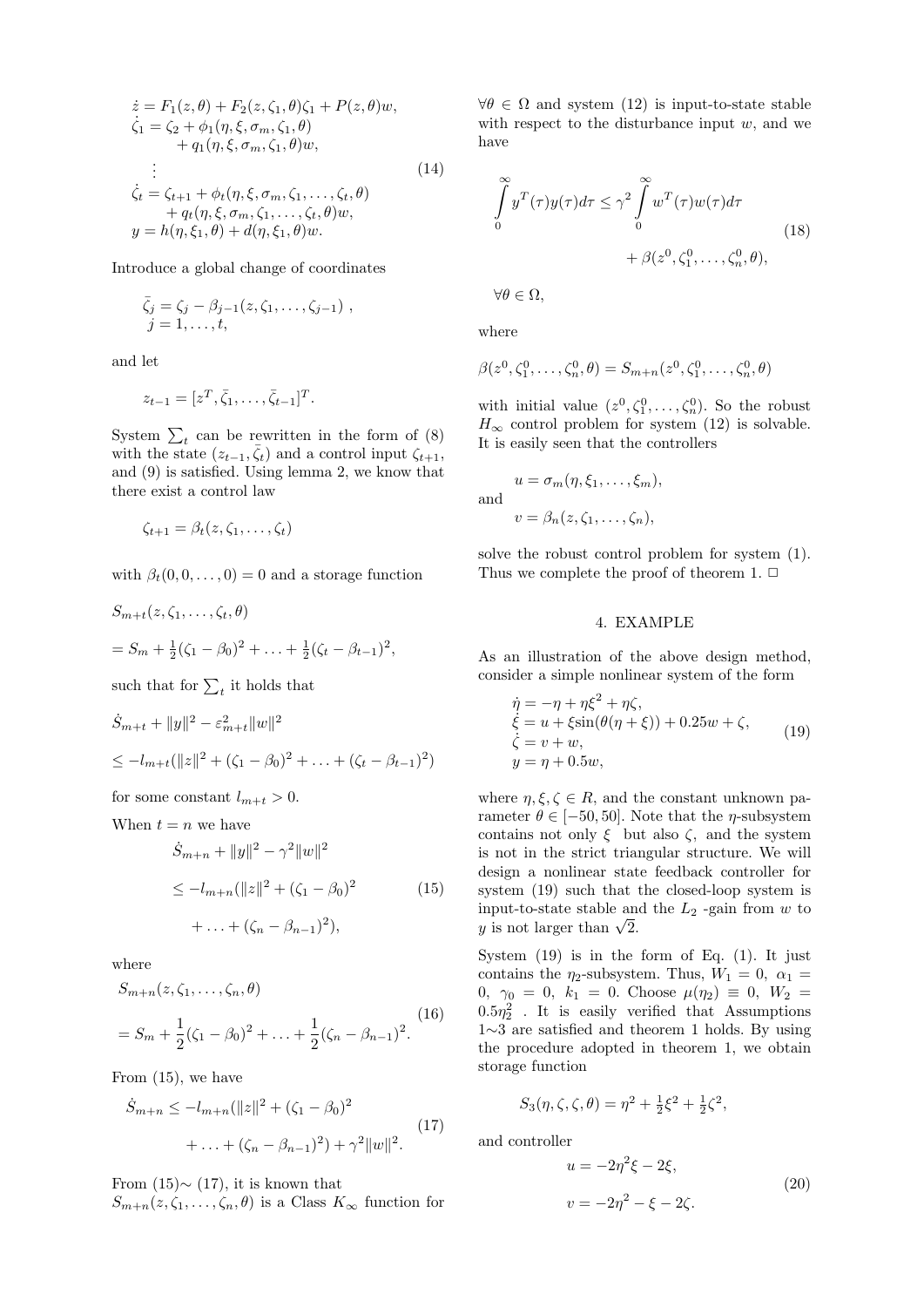$$
\begin{aligned}
\dot{z} &= F_1(z,\theta) + F_2(z,\zeta_1,\theta)\zeta_1 + P(z,\theta)w, \\
\dot{\zeta}_1 &= \zeta_2 + \phi_1(\eta,\xi,\sigma_m,\zeta_1,\theta) \\
&\quad + q_1(\eta,\xi,\sigma_m,\zeta_1,\theta)w, \\
&\ \ \vdots \\
\dot{\zeta}_t &= \zeta_{t+1} + \phi_t(\eta,\xi,\sigma_m,\zeta_1,\ldots,\zeta_t,\theta) \\
&\quad + q_t(\eta,\xi,\sigma_m,\zeta_1,\ldots,\zeta_t,\theta)w, \\
y &= h(\eta,\xi_1,\theta) + d(\eta,\xi_1,\theta)w.
\end{aligned}
\tag{14}
$$

Introduce a global change of coordinates

$$
\bar{\zeta}_j = \zeta_j - \beta_{j-1}(z,\zeta_1,\ldots,\zeta_{j-1}) \ , \quad j = 1,\ldots,t,
$$

and let

$$
z_{t-1} = [z^T, \bar{\zeta}_1, \ldots, \bar{\zeta}_{t-1}]^T.
$$

System $\sum_t$ can be rewritten in the form of (8) with the state $(z_{t-1}, \bar{\zeta}_t)$ and a control input $\zeta_{t+1}$, and (9) is satisfied. Using lemma 2, we know that there exist a control law

$$
\zeta_{t+1} = \beta_t(z,\zeta_1,\ldots,\zeta_t)
$$

with $\beta_t(0,0,\ldots,0) = 0$ and a storage function

$$
\begin{aligned}
&S_{m+t}(z,\zeta_1,\ldots,\zeta_t,\theta) \\
&= S_m + \tfrac{1}{2}(\zeta_1-\beta_0)^2 + \ldots + \tfrac{1}{2}(\zeta_t-\beta_{t-1})^2,
\end{aligned}
$$

such that for $\sum_t$ it holds that

$$
\begin{aligned}
&\dot{S}_{m+t} + \|y\|^2 - \varepsilon_{m+t}^2\|w\|^2 \\
&\leq -l_{m+t}(\|z\|^2 + (\zeta_1-\beta_0)^2 + \ldots + (\zeta_t-\beta_{t-1})^2)
\end{aligned}
$$

for some constant $l_{m+t} > 0$.

When $t = n$ we have

$$
\begin{aligned}
&\dot{S}_{m+n} + \|y\|^2 - \gamma^2\|w\|^2 \\
&\leq -l_{m+n}(\|z\|^2 + (\zeta_1-\beta_0)^2 \\
&\quad + \ldots + (\zeta_n-\beta_{n-1})^2),
\end{aligned}
\tag{15}
$$

where

$$
\begin{aligned}
&S_{m+n}(z,\zeta_1,\ldots,\zeta_n,\theta) \\
&= S_m + \frac{1}{2}(\zeta_1-\beta_0)^2 + \ldots + \frac{1}{2}(\zeta_n-\beta_{n-1})^2.
\end{aligned}
\tag{16}
$$

From (15), we have

$$
\begin{aligned}
\dot{S}_{m+n} &\leq -l_{m+n}(\|z\|^2 + (\zeta_1-\beta_0)^2 \\
&\quad + \ldots + (\zeta_n-\beta_{n-1})^2) + \gamma^2\|w\|^2.
\end{aligned}
\tag{17}
$$

From (15)$\sim$ (17), it is known that $S_{m+n}(z,\zeta_1,\ldots,\zeta_n,\theta)$ is a Class $K_\infty$ function for $\forall\theta \in \Omega$ and system (12) is input-to-state stable with respect to the disturbance input $w$, and we have

$$
\begin{aligned}
\int_0^\infty y^T(\tau)y(\tau)d\tau &\leq \gamma^2 \int_0^\infty w^T(\tau)w(\tau)d\tau \\
&\quad + \beta(z^0,\zeta_1^0,\ldots,\zeta_n^0,\theta),
\end{aligned}
\tag{18}
$$

$\forall\theta \in \Omega$,

where

$$
\beta(z^0,\zeta_1^0,\ldots,\zeta_n^0,\theta) = S_{m+n}(z^0,\zeta_1^0,\ldots,\zeta_n^0,\theta)
$$

with initial value $(z^0,\zeta_1^0,\ldots,\zeta_n^0)$. So the robust $H_\infty$ control problem for system (12) is solvable. It is easily seen that the controllers

$$
u = \sigma_m(\eta,\xi_1,\ldots,\xi_m),
$$

and

$$
v = \beta_n(z,\zeta_1,\ldots,\zeta_n),
$$

solve the robust control problem for system (1). Thus we complete the proof of theorem 1. □

## 4. EXAMPLE

As an illustration of the above design method, consider a simple nonlinear system of the form

$$
\begin{aligned}
\dot{\eta} &= -\eta + \eta\xi^2 + \eta\zeta, \\
\dot{\xi} &= u + \xi\sin(\theta(\eta+\xi)) + 0.25w + \zeta, \\
\dot{\zeta} &= v + w, \\
y &= \eta + 0.5w,
\end{aligned}
\tag{19}
$$

where $\eta,\xi,\zeta \in R$, and the constant unknown parameter $\theta \in [-50,50]$. Note that the $\eta$-subsystem contains not only $\xi$ but also $\zeta$, and the system is not in the strict triangular structure. We will design a nonlinear state feedback controller for system (19) such that the closed-loop system is input-to-state stable and the $L_2$ -gain from $w$ to $y$ is not larger than $\sqrt{2}$.

System (19) is in the form of Eq. (1). It just contains the $\eta_2$-subsystem. Thus, $W_1 = 0$, $\alpha_1 = 0$, $\gamma_0 = 0$, $k_1 = 0$. Choose $\mu(\eta_2) \equiv 0$, $W_2 = 0.5\eta_2^2$ . It is easily verified that Assumptions 1$\sim$3 are satisfied and theorem 1 holds. By using the procedure adopted in theorem 1, we obtain storage function

$$
S_3(\eta,\zeta,\zeta,\theta) = \eta^2 + \tfrac{1}{2}\xi^2 + \tfrac{1}{2}\zeta^2,
$$

and controller

$$
\begin{aligned}
u &= -2\eta^2\xi - 2\xi, \\
v &= -2\eta^2 - \xi - 2\zeta.
\end{aligned}
\tag{20}
$$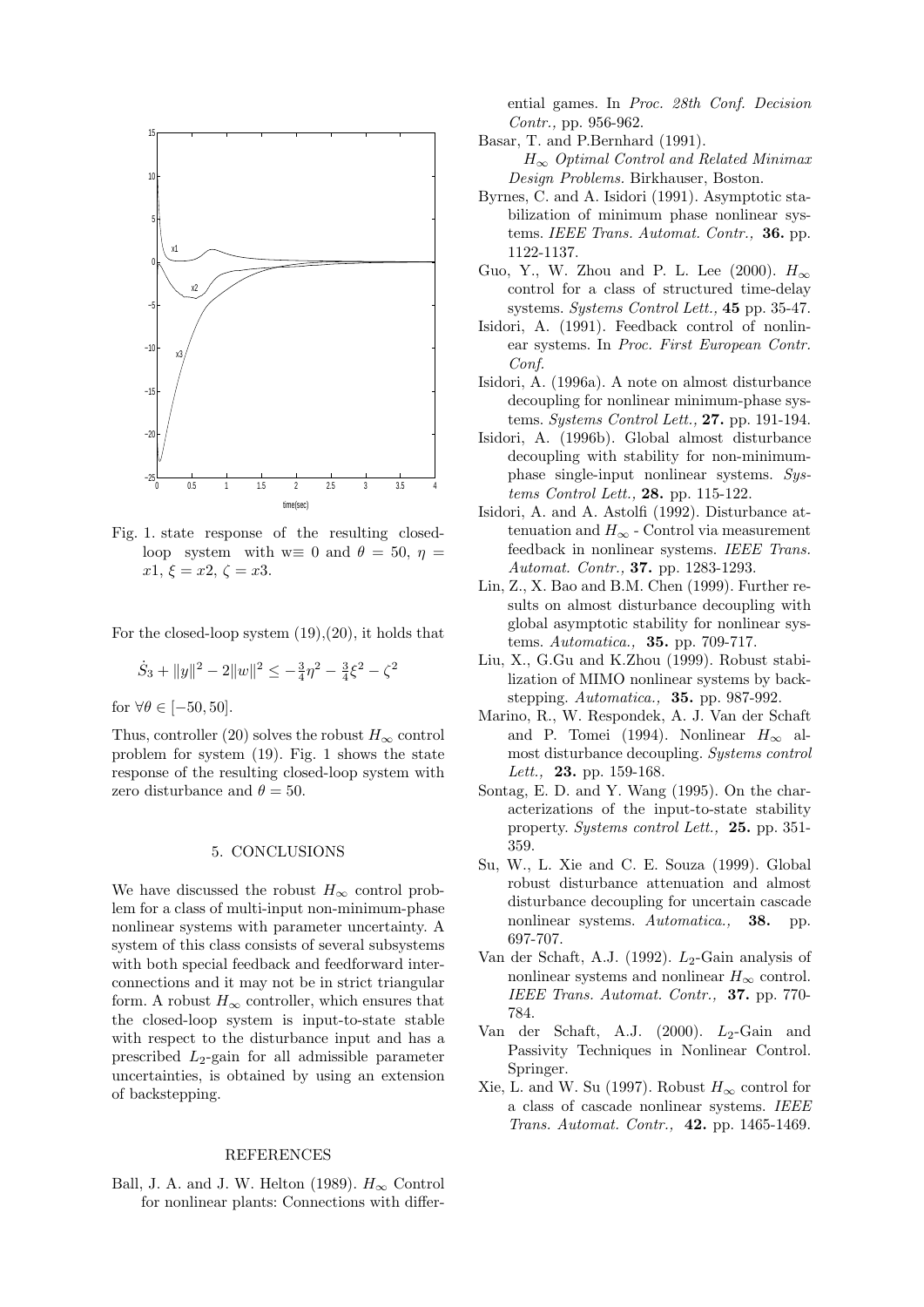15

10

5

0

−5

−10

−15

−20

−25

0 0.5 1 1.5 2 2.5 3 3.5 4

x1

x2

x3

time(sec)

Fig. 1. state response of the resulting closed-loop system with w≡ 0 and $\theta = 50$, $\eta = x1$, $\xi = x2$, $\zeta = x3$.

For the closed-loop system (19),(20), it holds that

$$\dot{S}_3 + \|y\|^2 - 2\|w\|^2 \leq -\frac{3}{4}\eta^2 - \frac{3}{4}\xi^2 - \zeta^2$$

for $\forall \theta \in [-50, 50]$.

Thus, controller (20) solves the robust $H_\infty$ control problem for system (19). Fig. 1 shows the state response of the resulting closed-loop system with zero disturbance and $\theta = 50$.

## 5. CONCLUSIONS

We have discussed the robust $H_\infty$ control problem for a class of multi-input non-minimum-phase nonlinear systems with parameter uncertainty. A system of this class consists of several subsystems with both special feedback and feedforward interconnections and it may not be in strict triangular form. A robust $H_\infty$ controller, which ensures that the closed-loop system is input-to-state stable with respect to the disturbance input and has a prescribed $L_2$-gain for all admissible parameter uncertainties, is obtained by using an extension of backstepping.

## REFERENCES

Ball, J. A. and J. W. Helton (1989). $H_\infty$ Control for nonlinear plants: Connections with differential games. In *Proc. 28th Conf. Decision Contr.,* pp. 956-962.

Basar, T. and P.Bernhard (1991). *$H_\infty$ Optimal Control and Related Minimax Design Problems.* Birkhauser, Boston.

Byrnes, C. and A. Isidori (1991). Asymptotic stabilization of minimum phase nonlinear systems. *IEEE Trans. Automat. Contr.,* **36.** pp. 1122-1137.

Guo, Y., W. Zhou and P. L. Lee (2000). $H_\infty$ control for a class of structured time-delay systems. *Systems Control Lett.,* **45** pp. 35-47.

Isidori, A. (1991). Feedback control of nonlinear systems. In *Proc. First European Contr. Conf.*

Isidori, A. (1996a). A note on almost disturbance decoupling for nonlinear minimum-phase systems. *Systems Control Lett.,* **27.** pp. 191-194.

Isidori, A. (1996b). Global almost disturbance decoupling with stability for non-minimum-phase single-input nonlinear systems. *Systems Control Lett.,* **28.** pp. 115-122.

Isidori, A. and A. Astolfi (1992). Disturbance attenuation and $H_\infty$ - Control via measurement feedback in nonlinear systems. *IEEE Trans. Automat. Contr.,* **37.** pp. 1283-1293.

Lin, Z., X. Bao and B.M. Chen (1999). Further results on almost disturbance decoupling with global asymptotic stability for nonlinear systems. *Automatica.,* **35.** pp. 709-717.

Liu, X., G.Gu and K.Zhou (1999). Robust stabilization of MIMO nonlinear systems by backstepping. *Automatica.,* **35.** pp. 987-992.

Marino, R., W. Respondek, A. J. Van der Schaft and P. Tomei (1994). Nonlinear $H_\infty$ almost disturbance decoupling. *Systems control Lett.,* **23.** pp. 159-168.

Sontag, E. D. and Y. Wang (1995). On the characterizations of the input-to-state stability property. *Systems control Lett.,* **25.** pp. 351-359.

Su, W., L. Xie and C. E. Souza (1999). Global robust disturbance attenuation and almost disturbance decoupling for uncertain cascade nonlinear systems. *Automatica.,* **38.** pp. 697-707.

Van der Schaft, A.J. (1992). $L_2$-Gain analysis of nonlinear systems and nonlinear $H_\infty$ control. *IEEE Trans. Automat. Contr.,* **37.** pp. 770-784.

Van der Schaft, A.J. (2000). $L_2$-Gain and Passivity Techniques in Nonlinear Control. Springer.

Xie, L. and W. Su (1997). Robust $H_\infty$ control for a class of cascade nonlinear systems. *IEEE Trans. Automat. Contr.,* **42.** pp. 1465-1469.